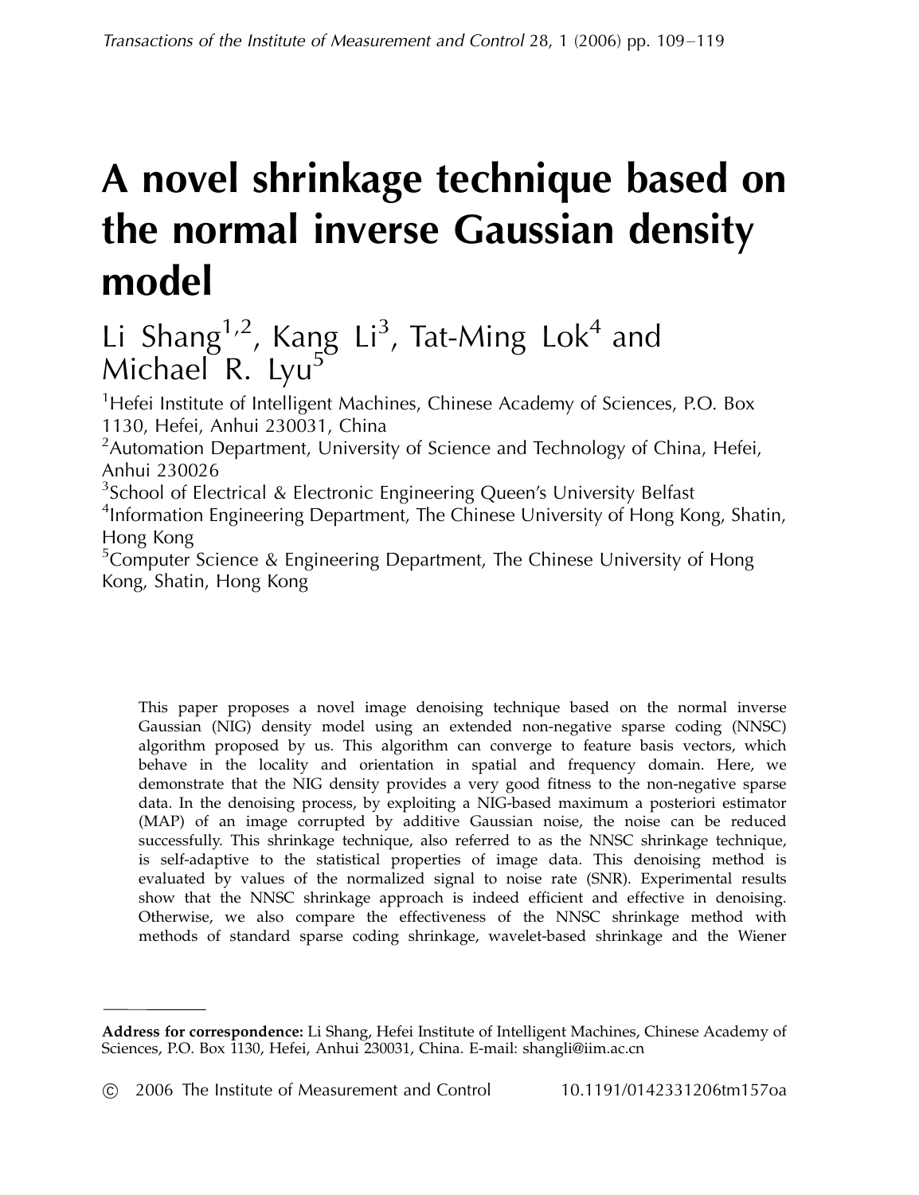# A novel shrinkage technique based on the normal inverse Gaussian density model

Li Shang[1,2], Kang Li[3], Tat-Ming Lok[4] and Michael R. Lyu[5]

[1]Hefei Institute of Intelligent Machines, Chinese Academy of Sciences, P.O. Box 1130, Hefei, Anhui 230031, China

[2]Automation Department, University of Science and Technology of China, Hefei, Anhui 230026

[3]School of Electrical & Electronic Engineering Queen's University Belfast

[4]Information Engineering Department, The Chinese University of Hong Kong, Shatin, Hong Kong

[5]Computer Science & Engineering Department, The Chinese University of Hong Kong, Shatin, Hong Kong

This paper proposes a novel image denoising technique based on the normal inverse Gaussian (NIG) density model using an extended non-negative sparse coding (NNSC) algorithm proposed by us. This algorithm can converge to feature basis vectors, which behave in the locality and orientation in spatial and frequency domain. Here, we demonstrate that the NIG density provides a very good fitness to the non-negative sparse data. In the denoising process, by exploiting a NIG-based maximum a posteriori estimator (MAP) of an image corrupted by additive Gaussian noise, the noise can be reduced successfully. This shrinkage technique, also referred to as the NNSC shrinkage technique, is self-adaptive to the statistical properties of image data. This denoising method is evaluated by values of the normalized signal to noise rate (SNR). Experimental results show that the NNSC shrinkage approach is indeed efficient and effective in denoising. Otherwise, we also compare the effectiveness of the NNSC shrinkage method with methods of standard sparse coding shrinkage, wavelet-based shrinkage and the Wiener

---

**Address for correspondence:** Li Shang, Hefei Institute of Intelligent Machines, Chinese Academy of Sciences, P.O. Box 1130, Hefei, Anhui 230031, China. E-mail: shangli@iim.ac.cn

© 2006 The Institute of Measurement and Control 10.1191/0142331206tm157oa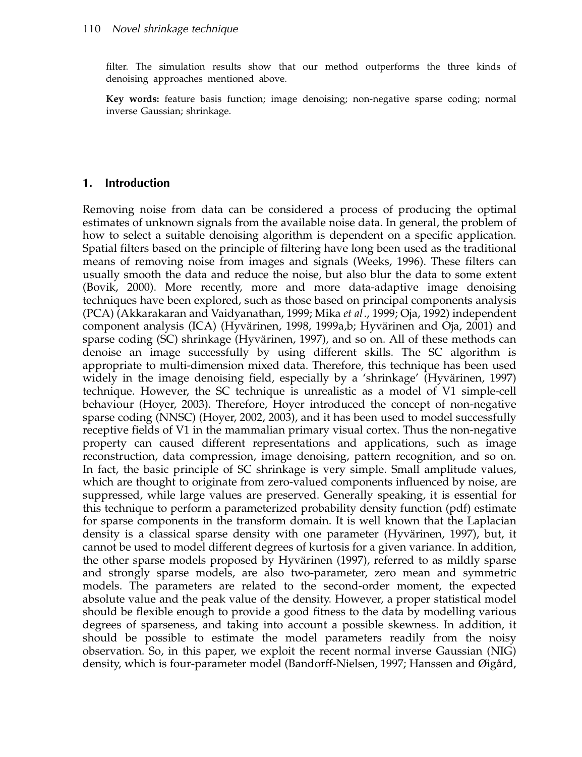filter. The simulation results show that our method outperforms the three kinds of denoising approaches mentioned above.

**Key words:** feature basis function; image denoising; non-negative sparse coding; normal inverse Gaussian; shrinkage.

## 1. Introduction

Removing noise from data can be considered a process of producing the optimal estimates of unknown signals from the available noise data. In general, the problem of how to select a suitable denoising algorithm is dependent on a specific application. Spatial filters based on the principle of filtering have long been used as the traditional means of removing noise from images and signals (Weeks, 1996). These filters can usually smooth the data and reduce the noise, but also blur the data to some extent (Bovik, 2000). More recently, more and more data-adaptive image denoising techniques have been explored, such as those based on principal components analysis (PCA) (Akkarakaran and Vaidyanathan, 1999; Mika *et al*., 1999; Oja, 1992) independent component analysis (ICA) (Hyvärinen, 1998, 1999a,b; Hyvärinen and Oja, 2001) and sparse coding (SC) shrinkage (Hyvärinen, 1997), and so on. All of these methods can denoise an image successfully by using different skills. The SC algorithm is appropriate to multi-dimension mixed data. Therefore, this technique has been used widely in the image denoising field, especially by a 'shrinkage' (Hyvärinen, 1997) technique. However, the SC technique is unrealistic as a model of V1 simple-cell behaviour (Hoyer, 2003). Therefore, Hoyer introduced the concept of non-negative sparse coding (NNSC) (Hoyer, 2002, 2003), and it has been used to model successfully receptive fields of V1 in the mammalian primary visual cortex. Thus the non-negative property can caused different representations and applications, such as image reconstruction, data compression, image denoising, pattern recognition, and so on. In fact, the basic principle of SC shrinkage is very simple. Small amplitude values, which are thought to originate from zero-valued components influenced by noise, are suppressed, while large values are preserved. Generally speaking, it is essential for this technique to perform a parameterized probability density function (pdf) estimate for sparse components in the transform domain. It is well known that the Laplacian density is a classical sparse density with one parameter (Hyvärinen, 1997), but, it cannot be used to model different degrees of kurtosis for a given variance. In addition, the other sparse models proposed by Hyvärinen (1997), referred to as mildly sparse and strongly sparse models, are also two-parameter, zero mean and symmetric models. The parameters are related to the second-order moment, the expected absolute value and the peak value of the density. However, a proper statistical model should be flexible enough to provide a good fitness to the data by modelling various degrees of sparseness, and taking into account a possible skewness. In addition, it should be possible to estimate the model parameters readily from the noisy observation. So, in this paper, we exploit the recent normal inverse Gaussian (NIG) density, which is four-parameter model (Bandorff-Nielsen, 1997; Hanssen and Øigård,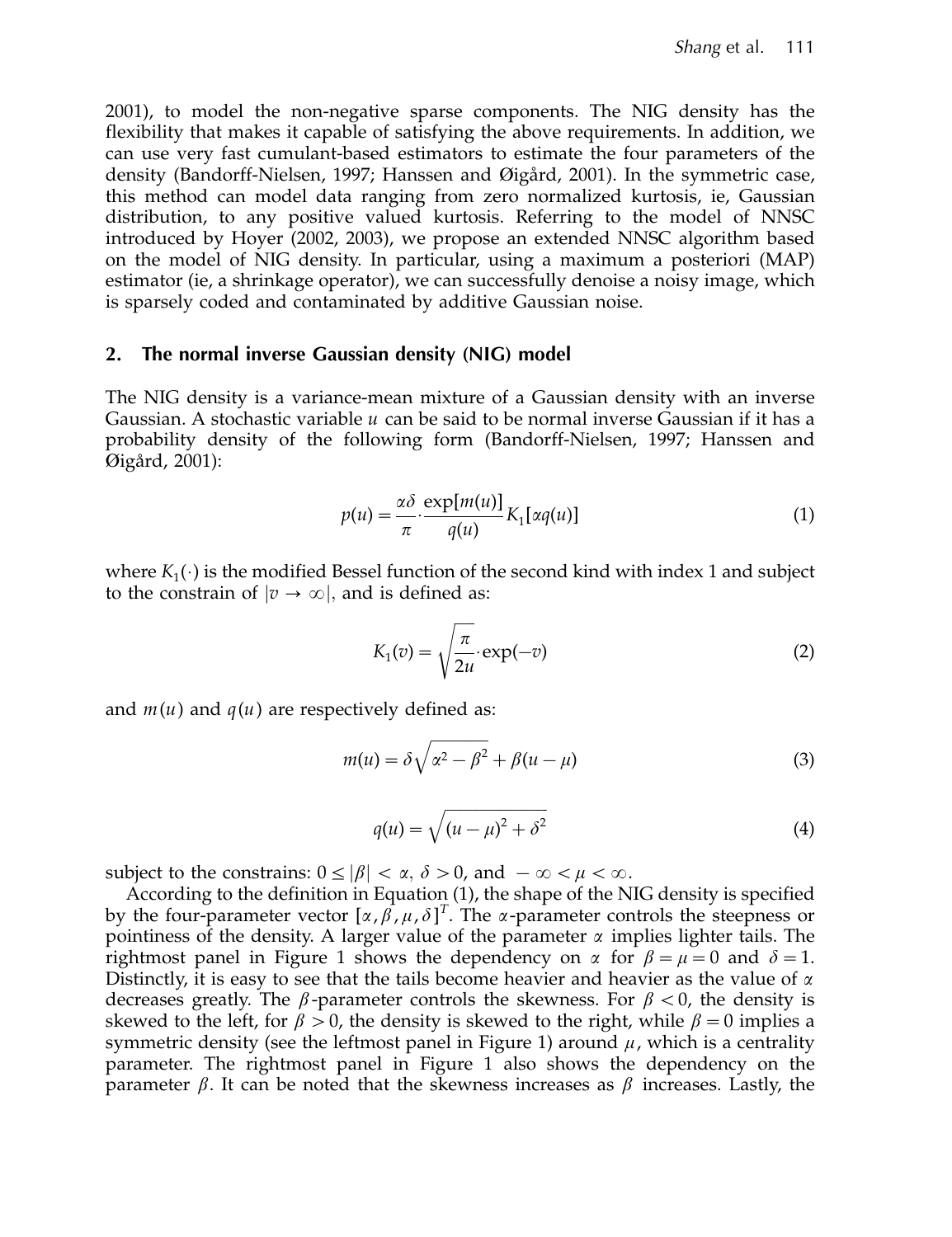2001), to model the non-negative sparse components. The NIG density has the flexibility that makes it capable of satisfying the above requirements. In addition, we can use very fast cumulant-based estimators to estimate the four parameters of the density (Bandorff-Nielsen, 1997; Hanssen and Øigård, 2001). In the symmetric case, this method can model data ranging from zero normalized kurtosis, ie, Gaussian distribution, to any positive valued kurtosis. Referring to the model of NNSC introduced by Hoyer (2002, 2003), we propose an extended NNSC algorithm based on the model of NIG density. In particular, using a maximum a posteriori (MAP) estimator (ie, a shrinkage operator), we can successfully denoise a noisy image, which is sparsely coded and contaminated by additive Gaussian noise.

## 2. The normal inverse Gaussian density (NIG) model

The NIG density is a variance-mean mixture of a Gaussian density with an inverse Gaussian. A stochastic variable $u$ can be said to be normal inverse Gaussian if it has a probability density of the following form (Bandorff-Nielsen, 1997; Hanssen and Øigård, 2001):

$$p(u) = \frac{\alpha\delta}{\pi} \cdot \frac{\exp[m(u)]}{q(u)} K_1[\alpha q(u)] \tag{1}$$

where $K_1(\cdot)$ is the modified Bessel function of the second kind with index 1 and subject to the constrain of $|v \to \infty|$, and is defined as:

$$K_1(v) = \sqrt{\frac{\pi}{2u}} \cdot \exp(-v) \tag{2}$$

and $m(u)$ and $q(u)$ are respectively defined as:

$$m(u) = \delta\sqrt{\alpha^2 - \beta^2} + \beta(u - \mu) \tag{3}$$

$$q(u) = \sqrt{(u - \mu)^2 + \delta^2} \tag{4}$$

subject to the constrains: $0 \leq |\beta| < \alpha$, $\delta > 0$, and $-\infty < \mu < \infty$.

According to the definition in Equation (1), the shape of the NIG density is specified by the four-parameter vector $[\alpha, \beta, \mu, \delta]^T$. The $\alpha$-parameter controls the steepness or pointiness of the density. A larger value of the parameter $\alpha$ implies lighter tails. The rightmost panel in Figure 1 shows the dependency on $\alpha$ for $\beta = \mu = 0$ and $\delta = 1$. Distinctly, it is easy to see that the tails become heavier and heavier as the value of $\alpha$ decreases greatly. The $\beta$-parameter controls the skewness. For $\beta < 0$, the density is skewed to the left, for $\beta > 0$, the density is skewed to the right, while $\beta = 0$ implies a symmetric density (see the leftmost panel in Figure 1) around $\mu$, which is a centrality parameter. The rightmost panel in Figure 1 also shows the dependency on the parameter $\beta$. It can be noted that the skewness increases as $\beta$ increases. Lastly, the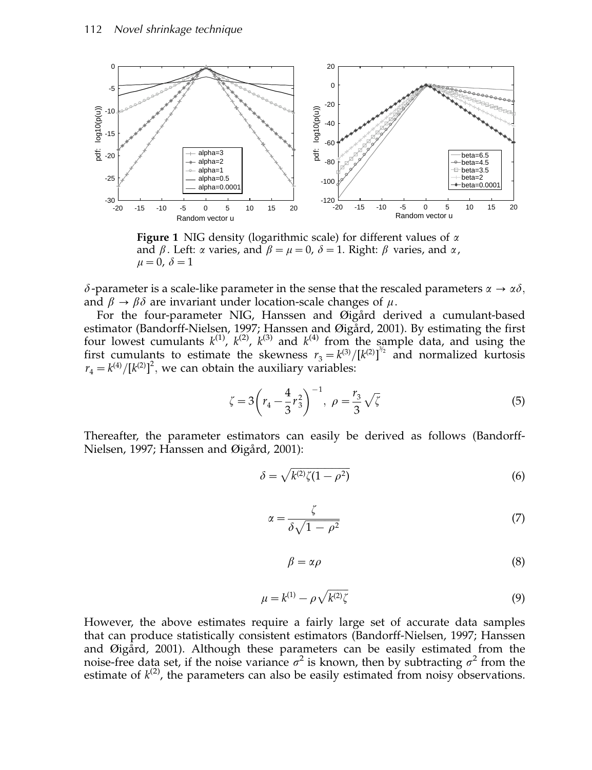0
-5
-10
-15
-20
-25
-30
-20 -15 -10 -5 0 5 10 15 20
Random vector u
pdf: log10(p(u))
alpha=3
alpha=2
alpha=1
alpha=0.5
alpha=0.0001

20
0
-20
-40
-60
-80
-100
-120
-20 -15 -10 -5 0 5 10 15 20
Random vector u
pdf: log10(p(u))
beta=6.5
beta=4.5
beta=3.5
beta=2
beta=0.0001

**Figure 1** NIG density (logarithmic scale) for different values of $\alpha$ and $\beta$. Left: $\alpha$ varies, and $\beta = \mu = 0$, $\delta = 1$. Right: $\beta$ varies, and $\alpha$, $\mu = 0$, $\delta = 1$

$\delta$-parameter is a scale-like parameter in the sense that the rescaled parameters $\alpha \rightarrow \alpha\delta$, and $\beta \rightarrow \beta\delta$ are invariant under location-scale changes of $\mu$.

For the four-parameter NIG, Hanssen and Øigård derived a cumulant-based estimator (Bandorff-Nielsen, 1997; Hanssen and Øigård, 2001). By estimating the first four lowest cumulants $k^{(1)}$, $k^{(2)}$, $k^{(3)}$ and $k^{(4)}$ from the sample data, and using the first cumulants to estimate the skewness $r_3 = k^{(3)}/[k^{(2)}]^{3/2}$ and normalized kurtosis $r_4 = k^{(4)}/[k^{(2)}]^2$, we can obtain the auxiliary variables:

$$\zeta = 3\left(r_4 - \frac{4}{3}r_3^2\right)^{-1}, \ \rho = \frac{r_3}{3}\sqrt{\zeta} \tag{5}$$

Thereafter, the parameter estimators can easily be derived as follows (Bandorff-Nielsen, 1997; Hanssen and Øigård, 2001):

$$\delta = \sqrt{k^{(2)}\zeta(1-\rho^2)} \tag{6}$$

$$\alpha = \frac{\zeta}{\delta\sqrt{1-\rho^2}} \tag{7}$$

$$\beta = \alpha\rho \tag{8}$$

$$\mu = k^{(1)} - \rho\sqrt{k^{(2)}\zeta} \tag{9}$$

However, the above estimates require a fairly large set of accurate data samples that can produce statistically consistent estimators (Bandorff-Nielsen, 1997; Hanssen and Øigård, 2001). Although these parameters can be easily estimated from the noise-free data set, if the noise variance $\sigma^2$ is known, then by subtracting $\sigma^2$ from the estimate of $k^{(2)}$, the parameters can also be easily estimated from noisy observations.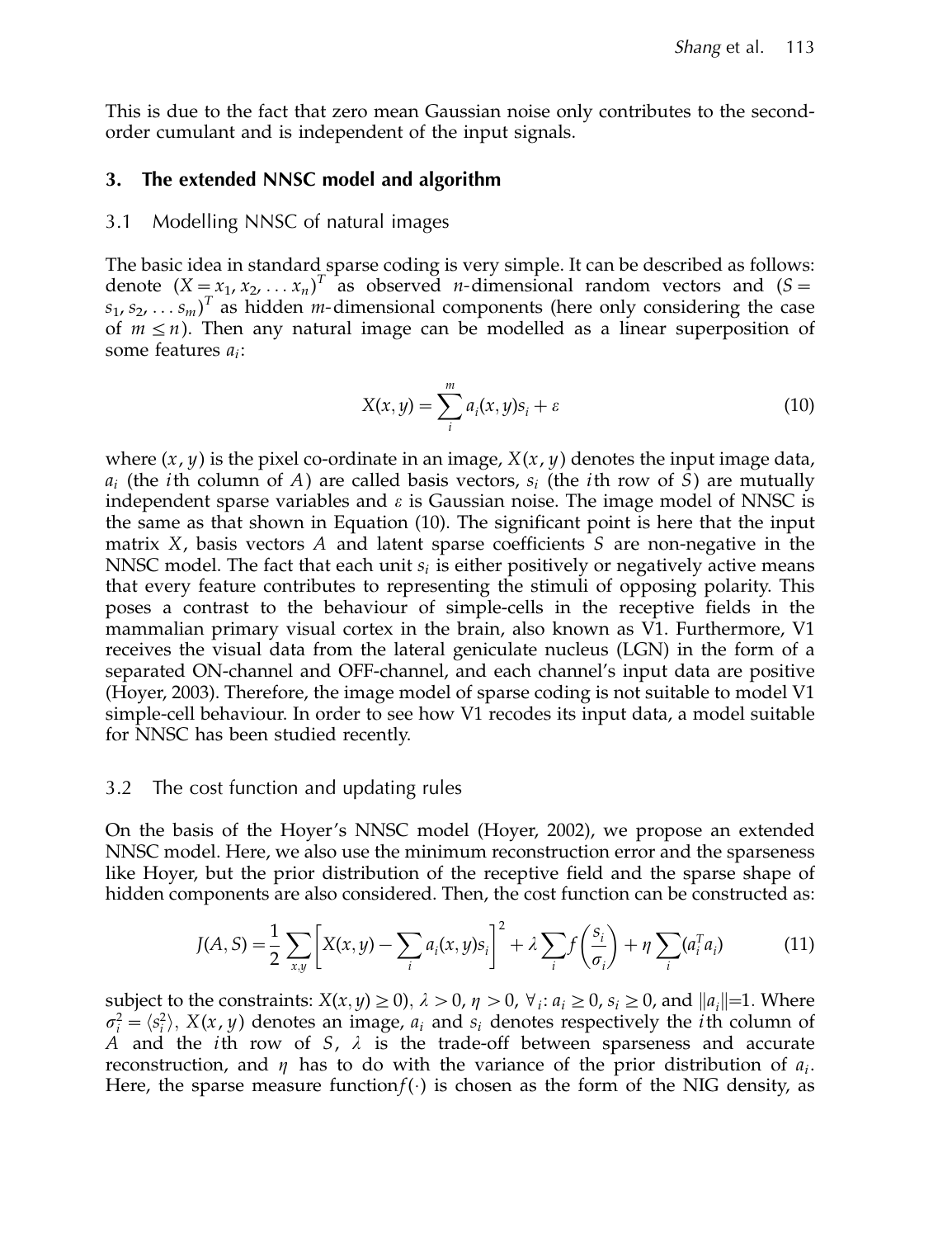This is due to the fact that zero mean Gaussian noise only contributes to the second-order cumulant and is independent of the input signals.

## 3. The extended NNSC model and algorithm

### 3.1 Modelling NNSC of natural images

The basic idea in standard sparse coding is very simple. It can be described as follows: denote $(X = x_1, x_2, \ldots x_n)^T$ as observed $n$-dimensional random vectors and $(S = s_1, s_2, \ldots s_m)^T$ as hidden $m$-dimensional components (here only considering the case of $m \leq n$). Then any natural image can be modelled as a linear superposition of some features $a_i$:

$$X(x, y) = \sum_{i}^{m} a_i(x, y) s_i + \varepsilon \tag{10}$$

where $(x, y)$ is the pixel co-ordinate in an image, $X(x, y)$ denotes the input image data, $a_i$ (the $i$th column of $A$) are called basis vectors, $s_i$ (the $i$th row of $S$) are mutually independent sparse variables and $\varepsilon$ is Gaussian noise. The image model of NNSC is the same as that shown in Equation (10). The significant point is here that the input matrix $X$, basis vectors $A$ and latent sparse coefficients $S$ are non-negative in the NNSC model. The fact that each unit $s_i$ is either positively or negatively active means that every feature contributes to representing the stimuli of opposing polarity. This poses a contrast to the behaviour of simple-cells in the receptive fields in the mammalian primary visual cortex in the brain, also known as V1. Furthermore, V1 receives the visual data from the lateral geniculate nucleus (LGN) in the form of a separated ON-channel and OFF-channel, and each channel's input data are positive (Hoyer, 2003). Therefore, the image model of sparse coding is not suitable to model V1 simple-cell behaviour. In order to see how V1 recodes its input data, a model suitable for NNSC has been studied recently.

### 3.2 The cost function and updating rules

On the basis of the Hoyer's NNSC model (Hoyer, 2002), we propose an extended NNSC model. Here, we also use the minimum reconstruction error and the sparseness like Hoyer, but the prior distribution of the receptive field and the sparse shape of hidden components are also considered. Then, the cost function can be constructed as:

$$J(A, S) = \frac{1}{2} \sum_{x,y} \left[ X(x, y) - \sum_i a_i(x, y) s_i \right]^2 + \lambda \sum_i f\left( \frac{s_i}{\sigma_i} \right) + \eta \sum_i (a_i^T a_i) \tag{11}$$

subject to the constraints: $X(x, y) \geq 0)$, $\lambda > 0$, $\eta > 0$, $\forall_i$: $a_i \geq 0$, $s_i \geq 0$, and $\|a_i\|$=1. Where $\sigma_i^2 = \langle s_i^2 \rangle$, $X(x, y)$ denotes an image, $a_i$ and $s_i$ denotes respectively the $i$th column of $A$ and the $i$th row of $S$, $\lambda$ is the trade-off between sparseness and accurate reconstruction, and $\eta$ has to do with the variance of the prior distribution of $a_i$. Here, the sparse measure function$f(\cdot)$ is chosen as the form of the NIG density, as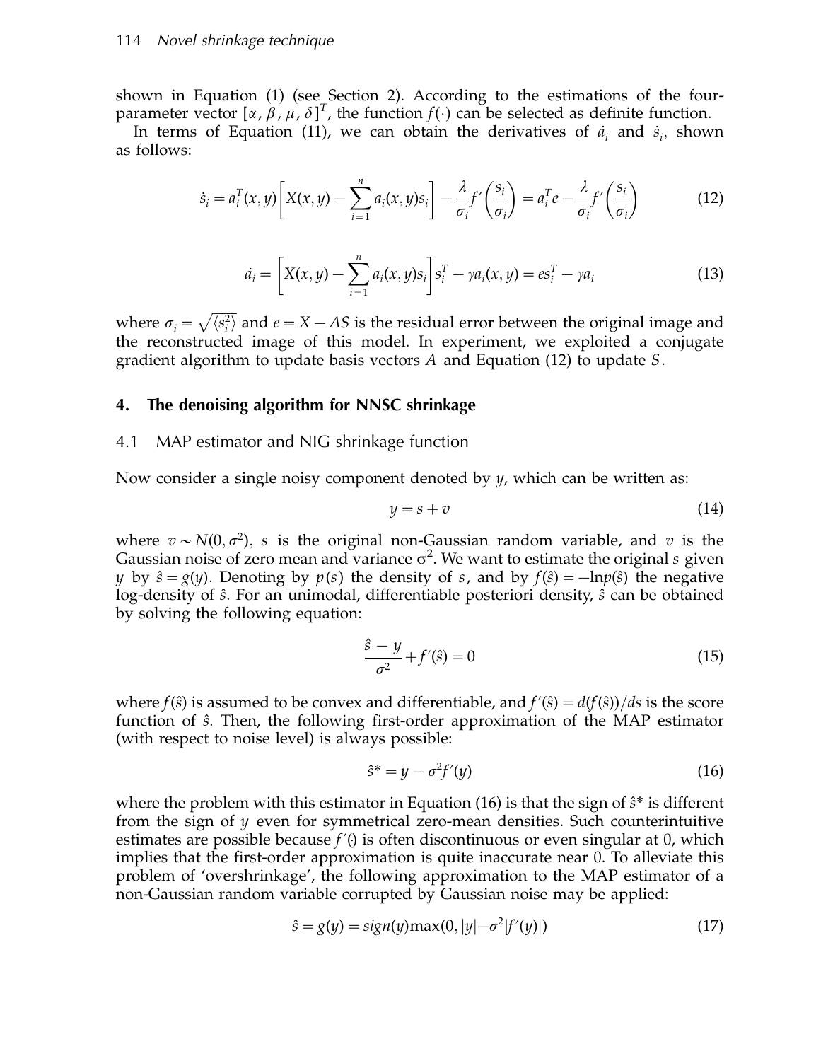shown in Equation (1) (see Section 2). According to the estimations of the four-parameter vector $[\alpha, \beta, \mu, \delta]^T$, the function $f(\cdot)$ can be selected as definite function.

In terms of Equation (11), we can obtain the derivatives of $\dot{a}_i$ and $\dot{s}_i$, shown as follows:

$$\dot{s}_i = a_i^T(x, y)\left[X(x, y) - \sum_{i=1}^{n} a_i(x, y)s_i\right] - \frac{\lambda}{\sigma_i} f'\left(\frac{s_i}{\sigma_i}\right) = a_i^T e - \frac{\lambda}{\sigma_i} f'\left(\frac{s_i}{\sigma_i}\right) \tag{12}$$

$$\dot{a}_i = \left[X(x, y) - \sum_{i=1}^{n} a_i(x, y)s_i\right] s_i^T - \gamma a_i(x, y) = e s_i^T - \gamma a_i \tag{13}$$

where $\sigma_i = \sqrt{\langle s_i^2 \rangle}$ and $e = X - AS$ is the residual error between the original image and the reconstructed image of this model. In experiment, we exploited a conjugate gradient algorithm to update basis vectors $A$ and Equation (12) to update $S$.

## 4. The denoising algorithm for NNSC shrinkage

### 4.1 MAP estimator and NIG shrinkage function

Now consider a single noisy component denoted by $y$, which can be written as:

$$y = s + v \tag{14}$$

where $v \sim N(0, \sigma^2)$, $s$ is the original non-Gaussian random variable, and $v$ is the Gaussian noise of zero mean and variance $\sigma^2$. We want to estimate the original $s$ given $y$ by $\hat{s} = g(y)$. Denoting by $p(s)$ the density of $s$, and by $f(\hat{s}) = -\ln p(\hat{s})$ the negative log-density of $\hat{s}$. For an unimodal, differentiable posteriori density, $\hat{s}$ can be obtained by solving the following equation:

$$\frac{\hat{s} - y}{\sigma^2} + f'(\hat{s}) = 0 \tag{15}$$

where $f(\hat{s})$ is assumed to be convex and differentiable, and $f'(\hat{s}) = d(f(\hat{s}))/ds$ is the score function of $\hat{s}$. Then, the following first-order approximation of the MAP estimator (with respect to noise level) is always possible:

$$\hat{s}^* = y - \sigma^2 f'(y) \tag{16}$$

where the problem with this estimator in Equation (16) is that the sign of $\hat{s}^*$ is different from the sign of $y$ even for symmetrical zero-mean densities. Such counterintuitive estimates are possible because $f'()$ is often discontinuous or even singular at 0, which implies that the first-order approximation is quite inaccurate near 0. To alleviate this problem of 'overshrinkage', the following approximation to the MAP estimator of a non-Gaussian random variable corrupted by Gaussian noise may be applied:

$$\hat{s} = g(y) = sign(y)\max(0, |y| - \sigma^2 |f'(y)|) \tag{17}$$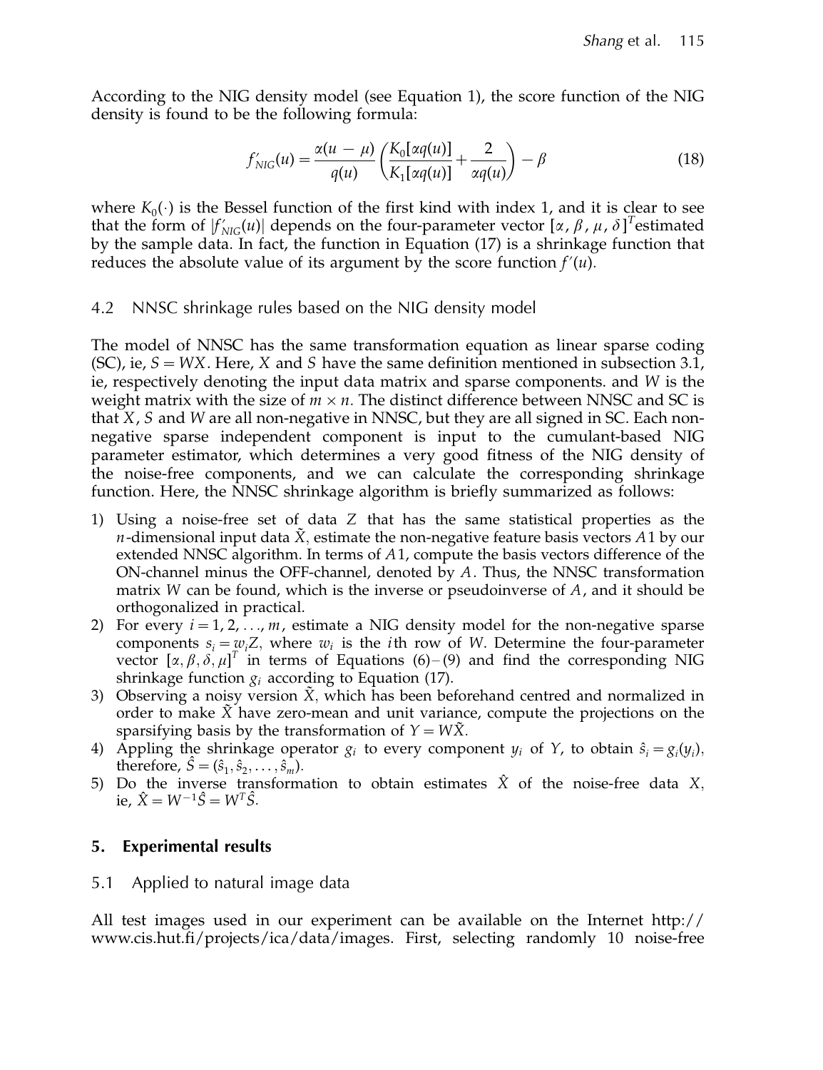According to the NIG density model (see Equation 1), the score function of the NIG density is found to be the following formula:

$$f'_{NIG}(u) = \frac{\alpha(u - \mu)}{q(u)} \left( \frac{K_0[\alpha q(u)]}{K_1[\alpha q(u)]} + \frac{2}{\alpha q(u)} \right) - \beta \tag{18}$$

where $K_0(\cdot)$ is the Bessel function of the first kind with index 1, and it is clear to see that the form of $|f'_{NIG}(u)|$ depends on the four-parameter vector $[\alpha, \beta, \mu, \delta]^T$estimated by the sample data. In fact, the function in Equation (17) is a shrinkage function that reduces the absolute value of its argument by the score function $f'(u)$.

## 4.2 NNSC shrinkage rules based on the NIG density model

The model of NNSC has the same transformation equation as linear sparse coding (SC), ie, $S = WX$. Here, $X$ and $S$ have the same definition mentioned in subsection 3.1, ie, respectively denoting the input data matrix and sparse components. and $W$ is the weight matrix with the size of $m \times n$. The distinct difference between NNSC and SC is that $X$, $S$ and $W$ are all non-negative in NNSC, but they are all signed in SC. Each non-negative sparse independent component is input to the cumulant-based NIG parameter estimator, which determines a very good fitness of the NIG density of the noise-free components, and we can calculate the corresponding shrinkage function. Here, the NNSC shrinkage algorithm is briefly summarized as follows:

1) Using a noise-free set of data $Z$ that has the same statistical properties as the $n$-dimensional input data $\tilde{X}$, estimate the non-negative feature basis vectors $A1$ by our extended NNSC algorithm. In terms of $A1$, compute the basis vectors difference of the ON-channel minus the OFF-channel, denoted by $A$. Thus, the NNSC transformation matrix $W$ can be found, which is the inverse or pseudoinverse of $A$, and it should be orthogonalized in practical.
2) For every $i = 1, 2, \ldots, m$, estimate a NIG density model for the non-negative sparse components $s_i = w_i Z$, where $w_i$ is the $i$th row of $W$. Determine the four-parameter vector $[\alpha, \beta, \delta, \mu]^T$ in terms of Equations (6)–(9) and find the corresponding NIG shrinkage function $g_i$ according to Equation (17).
3) Observing a noisy version $\tilde{X}$, which has been beforehand centred and normalized in order to make $\tilde{X}$ have zero-mean and unit variance, compute the projections on the sparsifying basis by the transformation of $Y = W\tilde{X}$.
4) Appling the shrinkage operator $g_i$ to every component $y_i$ of $Y$, to obtain $\hat{s}_i = g_i(y_i)$, therefore, $\hat{S} = (\hat{s}_1, \hat{s}_2, \ldots, \hat{s}_m)$.
5) Do the inverse transformation to obtain estimates $\hat{X}$ of the noise-free data $X$, ie, $\hat{X} = W^{-1}\hat{S} = W^T\hat{S}$.

# 5. Experimental results

## 5.1 Applied to natural image data

All test images used in our experiment can be available on the Internet http://www.cis.hut.fi/projects/ica/data/images. First, selecting randomly 10 noise-free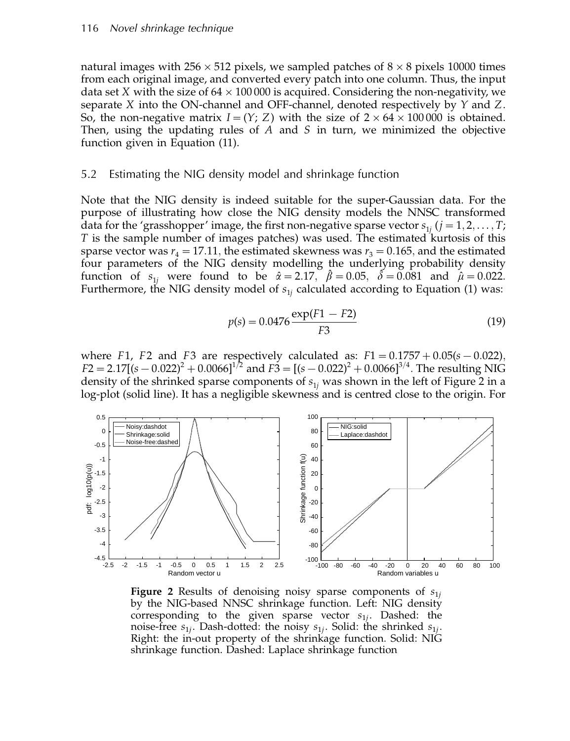natural images with $256 \times 512$ pixels, we sampled patches of $8 \times 8$ pixels 10000 times from each original image, and converted every patch into one column. Thus, the input data set $X$ with the size of $64 \times 100\,000$ is acquired. Considering the non-negativity, we separate $X$ into the ON-channel and OFF-channel, denoted respectively by $Y$ and $Z$. So, the non-negative matrix $I = (Y;\, Z)$ with the size of $2 \times 64 \times 100\,000$ is obtained. Then, using the updating rules of $A$ and $S$ in turn, we minimized the objective function given in Equation (11).

## 5.2 Estimating the NIG density model and shrinkage function

Note that the NIG density is indeed suitable for the super-Gaussian data. For the purpose of illustrating how close the NIG density models the NNSC transformed data for the 'grasshopper' image, the first non-negative sparse vector $s_{1j}$ ($j = 1, 2, \ldots, T$; $T$ is the sample number of images patches) was used. The estimated kurtosis of this sparse vector was $r_4 = 17.11$, the estimated skewness was $r_3 = 0.165$, and the estimated four parameters of the NIG density modelling the underlying probability density function of $s_{1j}$ were found to be $\hat{\alpha} = 2.17$, $\hat{\beta} = 0.05$, $\hat{\delta} = 0.081$ and $\hat{\mu} = 0.022$. Furthermore, the NIG density model of $s_{1j}$ calculated according to Equation (1) was:

$$p(s) = 0.0476 \frac{\exp(F1 - F2)}{F3} \tag{19}$$

where $F1$, $F2$ and $F3$ are respectively calculated as: $F1 = 0.1757 + 0.05(s - 0.022)$, $F2 = 2.17[(s - 0.022)^2 + 0.0066]^{1/2}$ and $F3 = [(s - 0.022)^2 + 0.0066]^{3/4}$. The resulting NIG density of the shrinked sparse components of $s_{1j}$ was shown in the left of Figure 2 in a log-plot (solid line). It has a negligible skewness and is centred close to the origin. For

Noisy:dashdot
Shrinkage:solid
Noise-free:dashed
pdf: log10(p(u))
Random vector u

NIG:solid
Laplace:dashdot
Shrinkage function f(u)
Random variables u

**Figure 2** Results of denoising noisy sparse components of $s_{1j}$ by the NIG-based NNSC shrinkage function. Left: NIG density corresponding to the given sparse vector $s_{1j}$. Dashed: the noise-free $s_{1j}$. Dash-dotted: the noisy $s_{1j}$. Solid: the shrinked $s_{1j}$. Right: the in-out property of the shrinkage function. Solid: NIG shrinkage function. Dashed: Laplace shrinkage function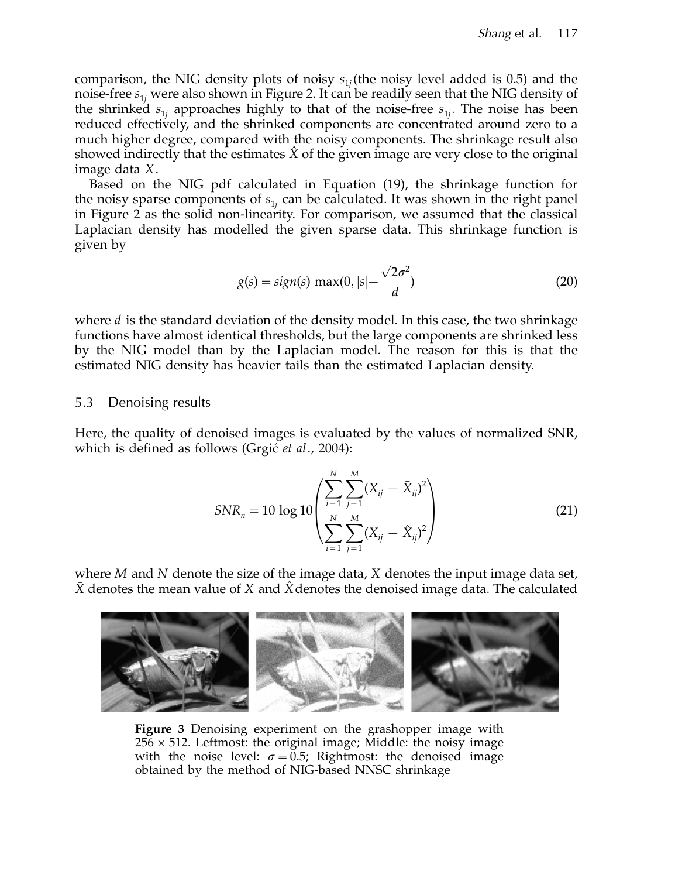comparison, the NIG density plots of noisy $s_{1j}$ (the noisy level added is 0.5) and the noise-free $s_{1j}$ were also shown in Figure 2. It can be readily seen that the NIG density of the shrinked $s_{1j}$ approaches highly to that of the noise-free $s_{1j}$. The noise has been reduced effectively, and the shrinked components are concentrated around zero to a much higher degree, compared with the noisy components. The shrinkage result also showed indirectly that the estimates $\hat{X}$ of the given image are very close to the original image data $X$.

Based on the NIG pdf calculated in Equation (19), the shrinkage function for the noisy sparse components of $s_{1j}$ can be calculated. It was shown in the right panel in Figure 2 as the solid non-linearity. For comparison, we assumed that the classical Laplacian density has modelled the given sparse data. This shrinkage function is given by

$$g(s) = sign(s)\ \max(0, |s| - \frac{\sqrt{2}\sigma^2}{d}) \tag{20}$$

where $d$ is the standard deviation of the density model. In this case, the two shrinkage functions have almost identical thresholds, but the large components are shrinked less by the NIG model than by the Laplacian model. The reason for this is that the estimated NIG density has heavier tails than the estimated Laplacian density.

### 5.3 Denoising results

Here, the quality of denoised images is evaluated by the values of normalized SNR, which is defined as follows (Grgić *et al*., 2004):

$$SNR_n = 10\ \log 10\left(\frac{\sum_{i=1}^{N}\sum_{j=1}^{M}(X_{ij} - \bar{X}_{ij})^2}{\sum_{i=1}^{N}\sum_{j=1}^{M}(X_{ij} - \hat{X}_{ij})^2}\right) \tag{21}$$

where $M$ and $N$ denote the size of the image data, $X$ denotes the input image data set, $\bar{X}$ denotes the mean value of $X$ and $\hat{X}$ denotes the denoised image data. The calculated

**Figure 3** Denoising experiment on the grashopper image with $256 \times 512$. Leftmost: the original image; Middle: the noisy image with the noise level: $\sigma = 0.5$; Rightmost: the denoised image obtained by the method of NIG-based NNSC shrinkage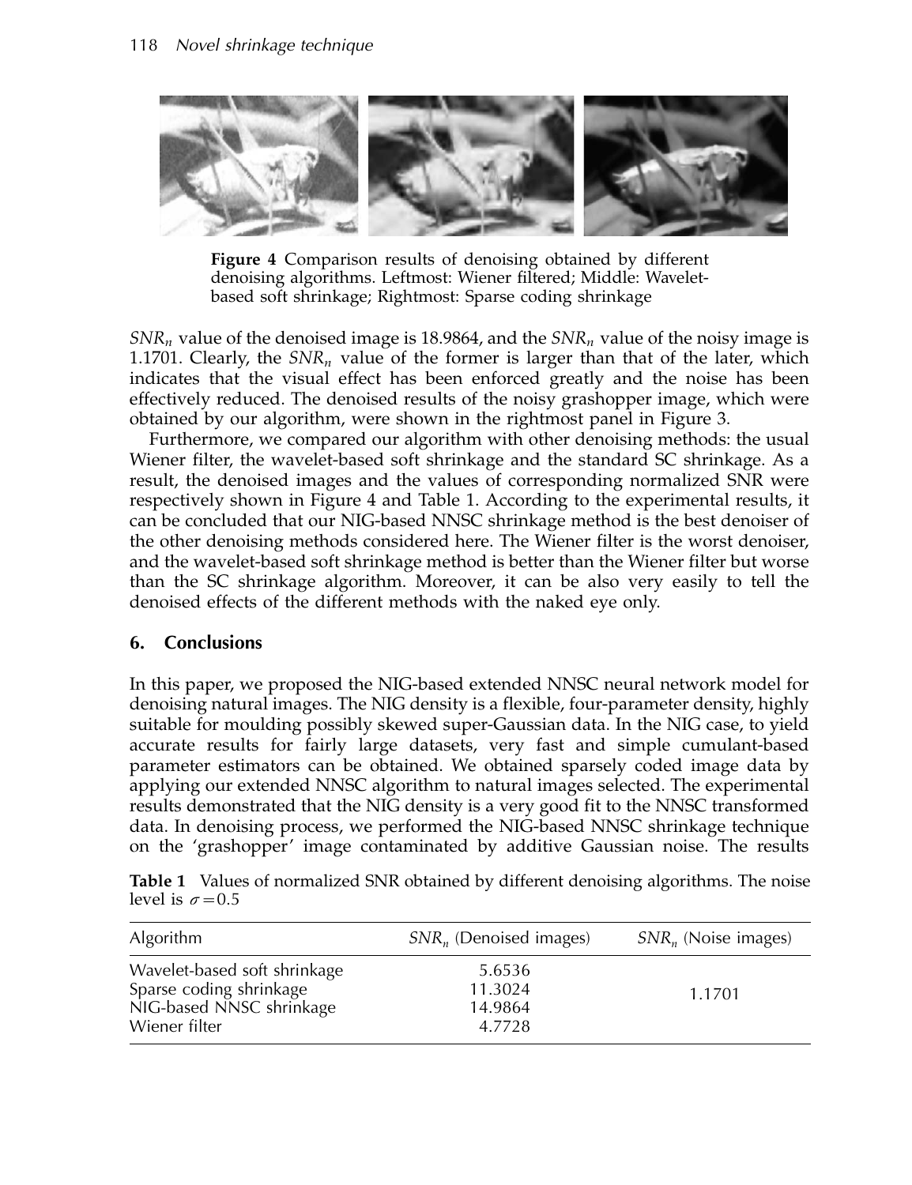**Figure 4** Comparison results of denoising obtained by different denoising algorithms. Leftmost: Wiener filtered; Middle: Wavelet-based soft shrinkage; Rightmost: Sparse coding shrinkage

$SNR_n$ value of the denoised image is 18.9864, and the $SNR_n$ value of the noisy image is 1.1701. Clearly, the $SNR_n$ value of the former is larger than that of the later, which indicates that the visual effect has been enforced greatly and the noise has been effectively reduced. The denoised results of the noisy grashopper image, which were obtained by our algorithm, were shown in the rightmost panel in Figure 3.

Furthermore, we compared our algorithm with other denoising methods: the usual Wiener filter, the wavelet-based soft shrinkage and the standard SC shrinkage. As a result, the denoised images and the values of corresponding normalized SNR were respectively shown in Figure 4 and Table 1. According to the experimental results, it can be concluded that our NIG-based NNSC shrinkage method is the best denoiser of the other denoising methods considered here. The Wiener filter is the worst denoiser, and the wavelet-based soft shrinkage method is better than the Wiener filter but worse than the SC shrinkage algorithm. Moreover, it can be also very easily to tell the denoised effects of the different methods with the naked eye only.

## 6. Conclusions

In this paper, we proposed the NIG-based extended NNSC neural network model for denoising natural images. The NIG density is a flexible, four-parameter density, highly suitable for moulding possibly skewed super-Gaussian data. In the NIG case, to yield accurate results for fairly large datasets, very fast and simple cumulant-based parameter estimators can be obtained. We obtained sparsely coded image data by applying our extended NNSC algorithm to natural images selected. The experimental results demonstrated that the NIG density is a very good fit to the NNSC transformed data. In denoising process, we performed the NIG-based NNSC shrinkage technique on the 'grashopper' image contaminated by additive Gaussian noise. The results

**Table 1** Values of normalized SNR obtained by different denoising algorithms. The noise level is $\sigma = 0.5$

| Algorithm | $SNR_n$ (Denoised images) | $SNR_n$ (Noise images) |
|---|---|---|
| Wavelet-based soft shrinkage | 5.6536 | 1.1701 |
| Sparse coding shrinkage | 11.3024 | |
| NIG-based NNSC shrinkage | 14.9864 | |
| Wiener filter | 4.7728 | |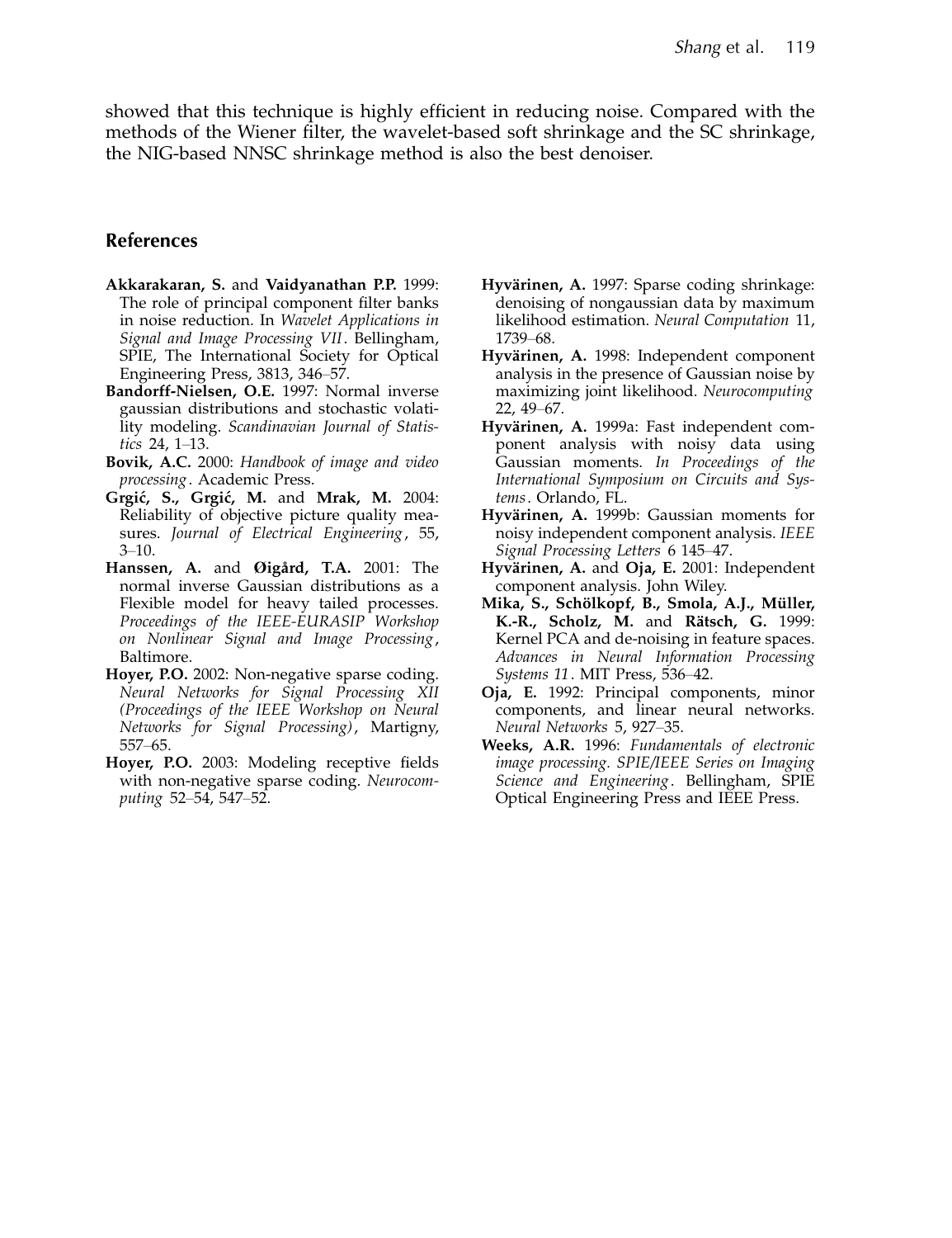showed that this technique is highly efficient in reducing noise. Compared with the methods of the Wiener filter, the wavelet-based soft shrinkage and the SC shrinkage, the NIG-based NNSC shrinkage method is also the best denoiser.

## References

**Akkarakaran, S.** and **Vaidyanathan P.P.** 1999: The role of principal component filter banks in noise reduction. In *Wavelet Applications in Signal and Image Processing VII*. Bellingham, SPIE, The International Society for Optical Engineering Press, 3813, 346–57.

**Bandorff-Nielsen, O.E.** 1997: Normal inverse gaussian distributions and stochastic volatility modeling. *Scandinavian Journal of Statistics* 24, 1–13.

**Bovik, A.C.** 2000: *Handbook of image and video processing*. Academic Press.

**Grgić, S., Grgić, M.** and **Mrak, M.** 2004: Reliability of objective picture quality measures. *Journal of Electrical Engineering*, 55, 3–10.

**Hanssen, A.** and **Øigård, T.A.** 2001: The normal inverse Gaussian distributions as a Flexible model for heavy tailed processes. *Proceedings of the IEEE-EURASIP Workshop on Nonlinear Signal and Image Processing*, Baltimore.

**Hoyer, P.O.** 2002: Non-negative sparse coding. *Neural Networks for Signal Processing XII (Proceedings of the IEEE Workshop on Neural Networks for Signal Processing)*, Martigny, 557–65.

**Hoyer, P.O.** 2003: Modeling receptive fields with non-negative sparse coding. *Neurocomputing* 52–54, 547–52.

**Hyvärinen, A.** 1997: Sparse coding shrinkage: denoising of nongaussian data by maximum likelihood estimation. *Neural Computation* 11, 1739–68.

**Hyvärinen, A.** 1998: Independent component analysis in the presence of Gaussian noise by maximizing joint likelihood. *Neurocomputing* 22, 49–67.

**Hyvärinen, A.** 1999a: Fast independent component analysis with noisy data using Gaussian moments. *In Proceedings of the International Symposium on Circuits and Systems*. Orlando, FL.

**Hyvärinen, A.** 1999b: Gaussian moments for noisy independent component analysis. *IEEE Signal Processing Letters* 6 145–47.

**Hyvärinen, A.** and **Oja, E.** 2001: Independent component analysis. John Wiley.

**Mika, S., Schölkopf, B., Smola, A.J., Müller, K.-R., Scholz, M.** and **Rätsch, G.** 1999: Kernel PCA and de-noising in feature spaces. *Advances in Neural Information Processing Systems 11*. MIT Press, 536–42.

**Oja, E.** 1992: Principal components, minor components, and linear neural networks. *Neural Networks* 5, 927–35.

**Weeks, A.R.** 1996: *Fundamentals of electronic image processing. SPIE/IEEE Series on Imaging Science and Engineering*. Bellingham, SPIE Optical Engineering Press and IEEE Press.